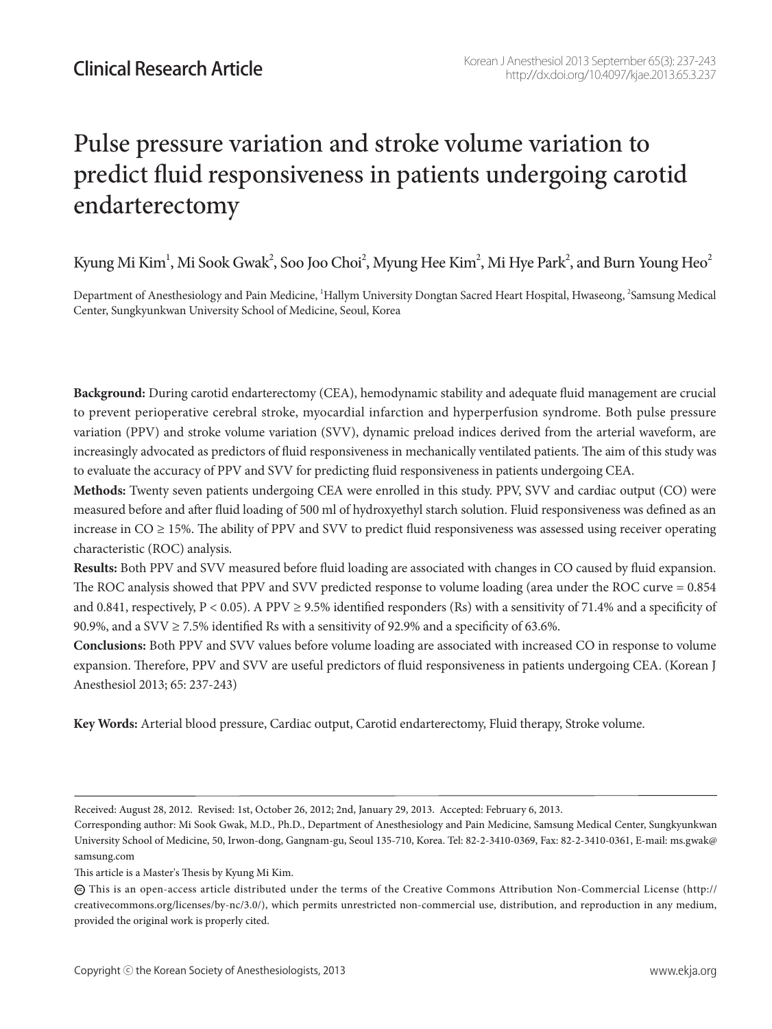Clinical Research Article

# Pulse pressure variation and stroke volume variation to predict fluid responsiveness in patients undergoing carotid endarterectomy

Kyung Mi Kim[1], Mi Sook Gwak[2], Soo Joo Choi[2], Myung Hee Kim[2], Mi Hye Park[2], and Burn Young Heo[2]

Department of Anesthesiology and Pain Medicine, [1]Hallym University Dongtan Sacred Heart Hospital, Hwaseong, [2]Samsung Medical Center, Sungkyunkwan University School of Medicine, Seoul, Korea

**Background:** During carotid endarterectomy (CEA), hemodynamic stability and adequate fluid management are crucial to prevent perioperative cerebral stroke, myocardial infarction and hyperperfusion syndrome. Both pulse pressure variation (PPV) and stroke volume variation (SVV), dynamic preload indices derived from the arterial waveform, are increasingly advocated as predictors of fluid responsiveness in mechanically ventilated patients. The aim of this study was to evaluate the accuracy of PPV and SVV for predicting fluid responsiveness in patients undergoing CEA.

**Methods:** Twenty seven patients undergoing CEA were enrolled in this study. PPV, SVV and cardiac output (CO) were measured before and after fluid loading of 500 ml of hydroxyethyl starch solution. Fluid responsiveness was defined as an increase in CO ≥ 15%. The ability of PPV and SVV to predict fluid responsiveness was assessed using receiver operating characteristic (ROC) analysis.

**Results:** Both PPV and SVV measured before fluid loading are associated with changes in CO caused by fluid expansion. The ROC analysis showed that PPV and SVV predicted response to volume loading (area under the ROC curve = 0.854 and 0.841, respectively, $P < 0.05$). A PPV ≥ 9.5% identified responders (Rs) with a sensitivity of 71.4% and a specificity of 90.9%, and a SVV ≥ 7.5% identified Rs with a sensitivity of 92.9% and a specificity of 63.6%.

**Conclusions:** Both PPV and SVV values before volume loading are associated with increased CO in response to volume expansion. Therefore, PPV and SVV are useful predictors of fluid responsiveness in patients undergoing CEA. (Korean J Anesthesiol 2013; 65: 237-243)

**Key Words:** Arterial blood pressure, Cardiac output, Carotid endarterectomy, Fluid therapy, Stroke volume.

Received: August 28, 2012. Revised: 1st, October 26, 2012; 2nd, January 29, 2013. Accepted: February 6, 2013.

Corresponding author: Mi Sook Gwak, M.D., Ph.D., Department of Anesthesiology and Pain Medicine, Samsung Medical Center, Sungkyunkwan University School of Medicine, 50, Irwon-dong, Gangnam-gu, Seoul 135-710, Korea. Tel: 82-2-3410-0369, Fax: 82-2-3410-0361, E-mail: ms.gwak@samsung.com

This article is a Master's Thesis by Kyung Mi Kim.

This is an open-access article distributed under the terms of the Creative Commons Attribution Non-Commercial License (http://creativecommons.org/licenses/by-nc/3.0/), which permits unrestricted non-commercial use, distribution, and reproduction in any medium, provided the original work is properly cited.

Copyright © the Korean Society of Anesthesiologists, 2013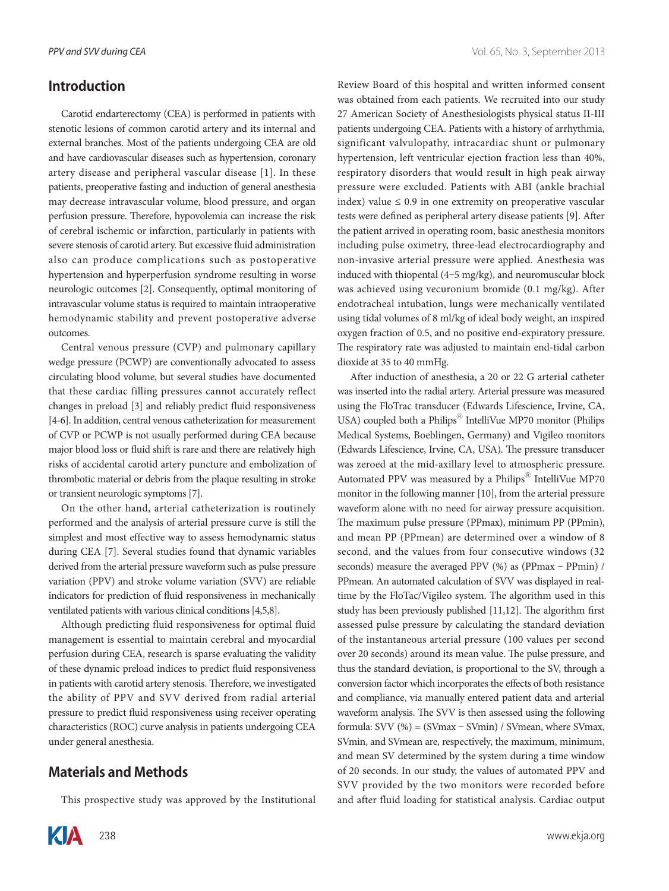## Introduction

Carotid endarterectomy (CEA) is performed in patients with stenotic lesions of common carotid artery and its internal and external branches. Most of the patients undergoing CEA are old and have cardiovascular diseases such as hypertension, coronary artery disease and peripheral vascular disease [1]. In these patients, preoperative fasting and induction of general anesthesia may decrease intravascular volume, blood pressure, and organ perfusion pressure. Therefore, hypovolemia can increase the risk of cerebral ischemic or infarction, particularly in patients with severe stenosis of carotid artery. But excessive fluid administration also can produce complications such as postoperative hypertension and hyperperfusion syndrome resulting in worse neurologic outcomes [2]. Consequently, optimal monitoring of intravascular volume status is required to maintain intraoperative hemodynamic stability and prevent postoperative adverse outcomes.

Central venous pressure (CVP) and pulmonary capillary wedge pressure (PCWP) are conventionally advocated to assess circulating blood volume, but several studies have documented that these cardiac filling pressures cannot accurately reflect changes in preload [3] and reliably predict fluid responsiveness [4-6]. In addition, central venous catheterization for measurement of CVP or PCWP is not usually performed during CEA because major blood loss or fluid shift is rare and there are relatively high risks of accidental carotid artery puncture and embolization of thrombotic material or debris from the plaque resulting in stroke or transient neurologic symptoms [7].

On the other hand, arterial catheterization is routinely performed and the analysis of arterial pressure curve is still the simplest and most effective way to assess hemodynamic status during CEA [7]. Several studies found that dynamic variables derived from the arterial pressure waveform such as pulse pressure variation (PPV) and stroke volume variation (SVV) are reliable indicators for prediction of fluid responsiveness in mechanically ventilated patients with various clinical conditions [4,5,8].

Although predicting fluid responsiveness for optimal fluid management is essential to maintain cerebral and myocardial perfusion during CEA, research is sparse evaluating the validity of these dynamic preload indices to predict fluid responsiveness in patients with carotid artery stenosis. Therefore, we investigated the ability of PPV and SVV derived from radial arterial pressure to predict fluid responsiveness using receiver operating characteristics (ROC) curve analysis in patients undergoing CEA under general anesthesia.

## Materials and Methods

This prospective study was approved by the Institutional Review Board of this hospital and written informed consent was obtained from each patients. We recruited into our study 27 American Society of Anesthesiologists physical status II-III patients undergoing CEA. Patients with a history of arrhythmia, significant valvulopathy, intracardiac shunt or pulmonary hypertension, left ventricular ejection fraction less than 40%, respiratory disorders that would result in high peak airway pressure were excluded. Patients with ABI (ankle brachial index) value ≤ 0.9 in one extremity on preoperative vascular tests were defined as peripheral artery disease patients [9]. After the patient arrived in operating room, basic anesthesia monitors including pulse oximetry, three-lead electrocardiography and non-invasive arterial pressure were applied. Anesthesia was induced with thiopental (4−5 mg/kg), and neuromuscular block was achieved using vecuronium bromide (0.1 mg/kg). After endotracheal intubation, lungs were mechanically ventilated using tidal volumes of 8 ml/kg of ideal body weight, an inspired oxygen fraction of 0.5, and no positive end-expiratory pressure. The respiratory rate was adjusted to maintain end-tidal carbon dioxide at 35 to 40 mmHg.

After induction of anesthesia, a 20 or 22 G arterial catheter was inserted into the radial artery. Arterial pressure was measured using the FloTrac transducer (Edwards Lifescience, Irvine, CA, USA) coupled both a Philips® IntelliVue MP70 monitor (Philips Medical Systems, Boeblingen, Germany) and Vigileo monitors (Edwards Lifescience, Irvine, CA, USA). The pressure transducer was zeroed at the mid-axillary level to atmospheric pressure. Automated PPV was measured by a Philips® IntelliVue MP70 monitor in the following manner [10], from the arterial pressure waveform alone with no need for airway pressure acquisition. The maximum pulse pressure ($PP_{max}$), minimum PP ($PP_{min}$), and mean PP ($PP_{mean}$) are determined over a window of 8 second, and the values from four consecutive windows (32 seconds) measure the averaged PPV (%) as ($PP_{max}$ − $PP_{min}$) / $PP_{mean}$. An automated calculation of SVV was displayed in real-time by the FloTac/Vigileo system. The algorithm used in this study has been previously published [11,12]. The algorithm first assessed pulse pressure by calculating the standard deviation of the instantaneous arterial pressure (100 values per second over 20 seconds) around its mean value. The pulse pressure, and thus the standard deviation, is proportional to the SV, through a conversion factor which incorporates the effects of both resistance and compliance, via manually entered patient data and arterial waveform analysis. The SVV is then assessed using the following formula: SVV (%) = ($SV_{max}$ − $SV_{min}$) / $SV_{mean}$, where $SV_{max}$, $SV_{min}$, and $SV_{mean}$ are, respectively, the maximum, minimum, and mean SV determined by the system during a time window of 20 seconds. In our study, the values of automated PPV and SVV provided by the two monitors were recorded before and after fluid loading for statistical analysis. Cardiac output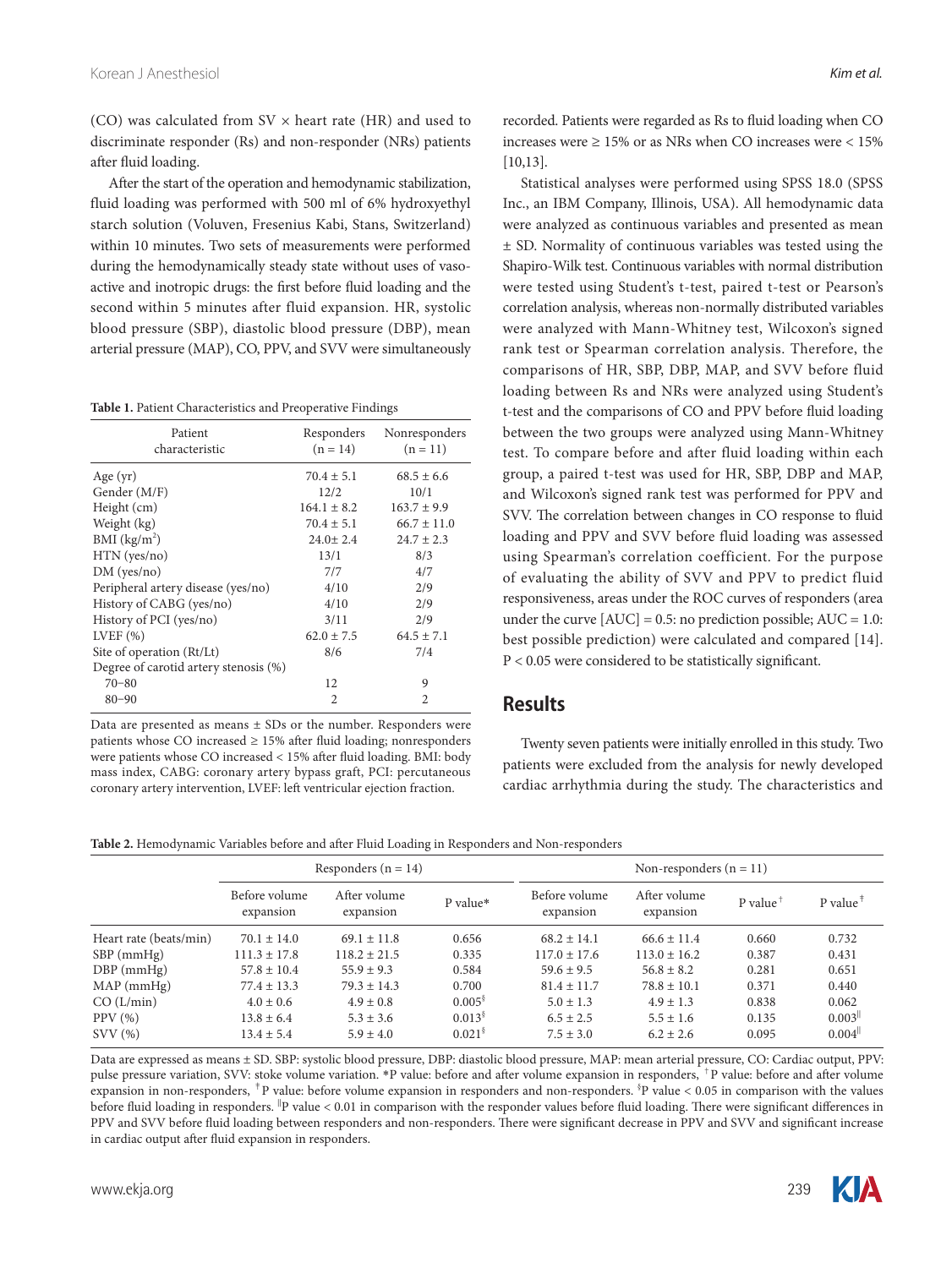(CO) was calculated from SV × heart rate (HR) and used to discriminate responder (Rs) and non-responder (NRs) patients after fluid loading.

After the start of the operation and hemodynamic stabilization, fluid loading was performed with 500 ml of 6% hydroxyethyl starch solution (Voluven, Fresenius Kabi, Stans, Switzerland) within 10 minutes. Two sets of measurements were performed during the hemodynamically steady state without uses of vasoactive and inotropic drugs: the first before fluid loading and the second within 5 minutes after fluid expansion. HR, systolic blood pressure (SBP), diastolic blood pressure (DBP), mean arterial pressure (MAP), CO, PPV, and SVV were simultaneously recorded. Patients were regarded as Rs to fluid loading when CO increases were ≥ 15% or as NRs when CO increases were < 15% [10,13].

**Table 1.** Patient Characteristics and Preoperative Findings

| Patient characteristic | Responders (n = 14) | Nonresponders (n = 11) |
|---|---|---|
| Age (yr) | 70.4 ± 5.1 | 68.5 ± 6.6 |
| Gender (M/F) | 12/2 | 10/1 |
| Height (cm) | 164.1 ± 8.2 | 163.7 ± 9.9 |
| Weight (kg) | 70.4 ± 5.1 | 66.7 ± 11.0 |
| BMI (kg/m$^2$) | 24.0± 2.4 | 24.7 ± 2.3 |
| HTN (yes/no) | 13/1 | 8/3 |
| DM (yes/no) | 7/7 | 4/7 |
| Peripheral artery disease (yes/no) | 4/10 | 2/9 |
| History of CABG (yes/no) | 4/10 | 2/9 |
| History of PCI (yes/no) | 3/11 | 2/9 |
| LVEF (%) | 62.0 ± 7.5 | 64.5 ± 7.1 |
| Site of operation (Rt/Lt) | 8/6 | 7/4 |
| Degree of carotid artery stenosis (%) | | |
| 70−80 | 12 | 9 |
| 80−90 | 2 | 2 |

Data are presented as means ± SDs or the number. Responders were patients whose CO increased ≥ 15% after fluid loading; nonresponders were patients whose CO increased < 15% after fluid loading. BMI: body mass index, CABG: coronary artery bypass graft, PCI: percutaneous coronary artery intervention, LVEF: left ventricular ejection fraction.

Statistical analyses were performed using SPSS 18.0 (SPSS Inc., an IBM Company, Illinois, USA). All hemodynamic data were analyzed as continuous variables and presented as mean ± SD. Normality of continuous variables was tested using the Shapiro-Wilk test. Continuous variables with normal distribution were tested using Student's t-test, paired t-test or Pearson's correlation analysis, whereas non-normally distributed variables were analyzed with Mann-Whitney test, Wilcoxon's signed rank test or Spearman correlation analysis. Therefore, the comparisons of HR, SBP, DBP, MAP, and SVV before fluid loading between Rs and NRs were analyzed using Student's t-test and the comparisons of CO and PPV before fluid loading between the two groups were analyzed using Mann-Whitney test. To compare before and after fluid loading within each group, a paired t-test was used for HR, SBP, DBP and MAP, and Wilcoxon's signed rank test was performed for PPV and SVV. The correlation between changes in CO response to fluid loading and PPV and SVV before fluid loading was assessed using Spearman's correlation coefficient. For the purpose of evaluating the ability of SVV and PPV to predict fluid responsiveness, areas under the ROC curves of responders (area under the curve [AUC] = 0.5: no prediction possible; AUC = 1.0: best possible prediction) were calculated and compared [14]. P < 0.05 were considered to be statistically significant.

## Results

Twenty seven patients were initially enrolled in this study. Two patients were excluded from the analysis for newly developed cardiac arrhythmia during the study. The characteristics and

**Table 2.** Hemodynamic Variables before and after Fluid Loading in Responders and Non-responders

| | Responders (n = 14) | | | Non-responders (n = 11) | | | |
|---|---|---|---|---|---|---|---|
| | Before volume expansion | After volume expansion | P value* | Before volume expansion | After volume expansion | P value[†] | P value[‡] |
| Heart rate (beats/min) | 70.1 ± 14.0 | 69.1 ± 11.8 | 0.656 | 68.2 ± 14.1 | 66.6 ± 11.4 | 0.660 | 0.732 |
| SBP (mmHg) | 111.3 ± 17.8 | 118.2 ± 21.5 | 0.335 | 117.0 ± 17.6 | 113.0 ± 16.2 | 0.387 | 0.431 |
| DBP (mmHg) | 57.8 ± 10.4 | 55.9 ± 9.3 | 0.584 | 59.6 ± 9.5 | 56.8 ± 8.2 | 0.281 | 0.651 |
| MAP (mmHg) | 77.4 ± 13.3 | 79.3 ± 14.3 | 0.700 | 81.4 ± 11.7 | 78.8 ± 10.1 | 0.371 | 0.440 |
| CO (L/min) | 4.0 ± 0.6 | 4.9 ± 0.8 | 0.005[§] | 5.0 ± 1.3 | 4.9 ± 1.3 | 0.838 | 0.062 |
| PPV (%) | 13.8 ± 6.4 | 5.3 ± 3.6 | 0.013[§] | 6.5 ± 2.5 | 5.5 ± 1.6 | 0.135 | 0.003[ǁ] |
| SVV (%) | 13.4 ± 5.4 | 5.9 ± 4.0 | 0.021[§] | 7.5 ± 3.0 | 6.2 ± 2.6 | 0.095 | 0.004[ǁ] |

Data are expressed as means ± SD. SBP: systolic blood pressure, DBP: diastolic blood pressure, MAP: mean arterial pressure, CO: Cardiac output, PPV: pulse pressure variation, SVV: stoke volume variation. *P value: before and after volume expansion in responders, [†]P value: before and after volume expansion in non-responders, [‡]P value: before volume expansion in responders and non-responders. [§]P value < 0.05 in comparison with the values before fluid loading in responders. [ǁ]P value < 0.01 in comparison with the responder values before fluid loading. There were significant differences in PPV and SVV before fluid loading between responders and non-responders. There were significant decrease in PPV and SVV and significant increase in cardiac output after fluid expansion in responders.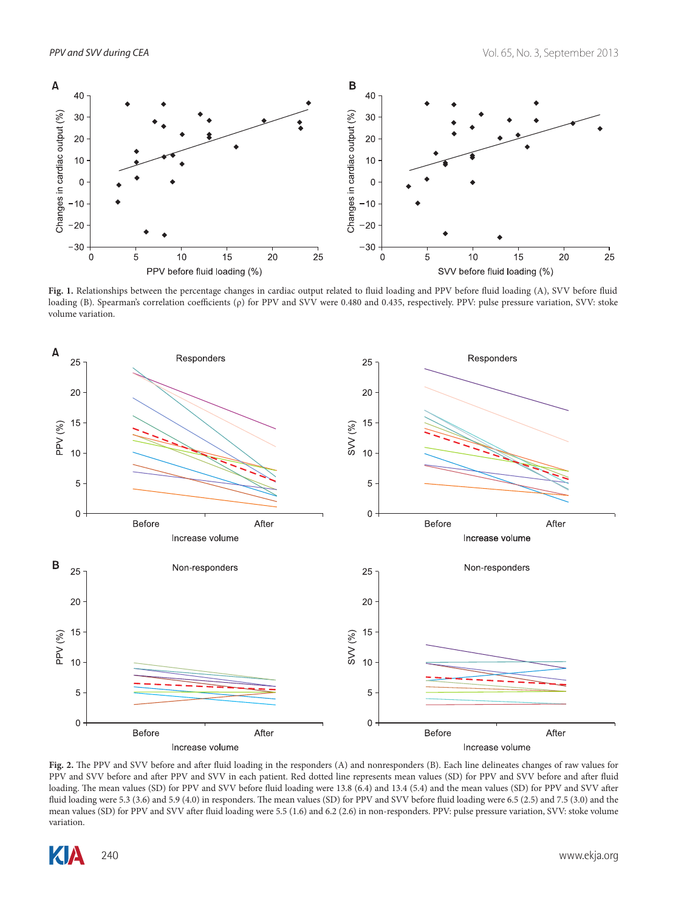**Fig. 1.** Relationships between the percentage changes in cardiac output related to fluid loading and PPV before fluid loading (A), SVV before fluid loading (B). Spearman's correlation coefficients (ρ) for PPV and SVV were 0.480 and 0.435, respectively. PPV: pulse pressure variation, SVV: stoke volume variation.

**Fig. 2.** The PPV and SVV before and after fluid loading in the responders (A) and nonresponders (B). Each line delineates changes of raw values for PPV and SVV before and after PPV and SVV in each patient. Red dotted line represents mean values (SD) for PPV and SVV before and after fluid loading. The mean values (SD) for PPV and SVV before fluid loading were 13.8 (6.4) and 13.4 (5.4) and the mean values (SD) for PPV and SVV after fluid loading were 5.3 (3.6) and 5.9 (4.0) in responders. The mean values (SD) for PPV and SVV before fluid loading were 6.5 (2.5) and 7.5 (3.0) and the mean values (SD) for PPV and SVV after fluid loading were 5.5 (1.6) and 6.2 (2.6) in non-responders. PPV: pulse pressure variation, SVV: stoke volume variation.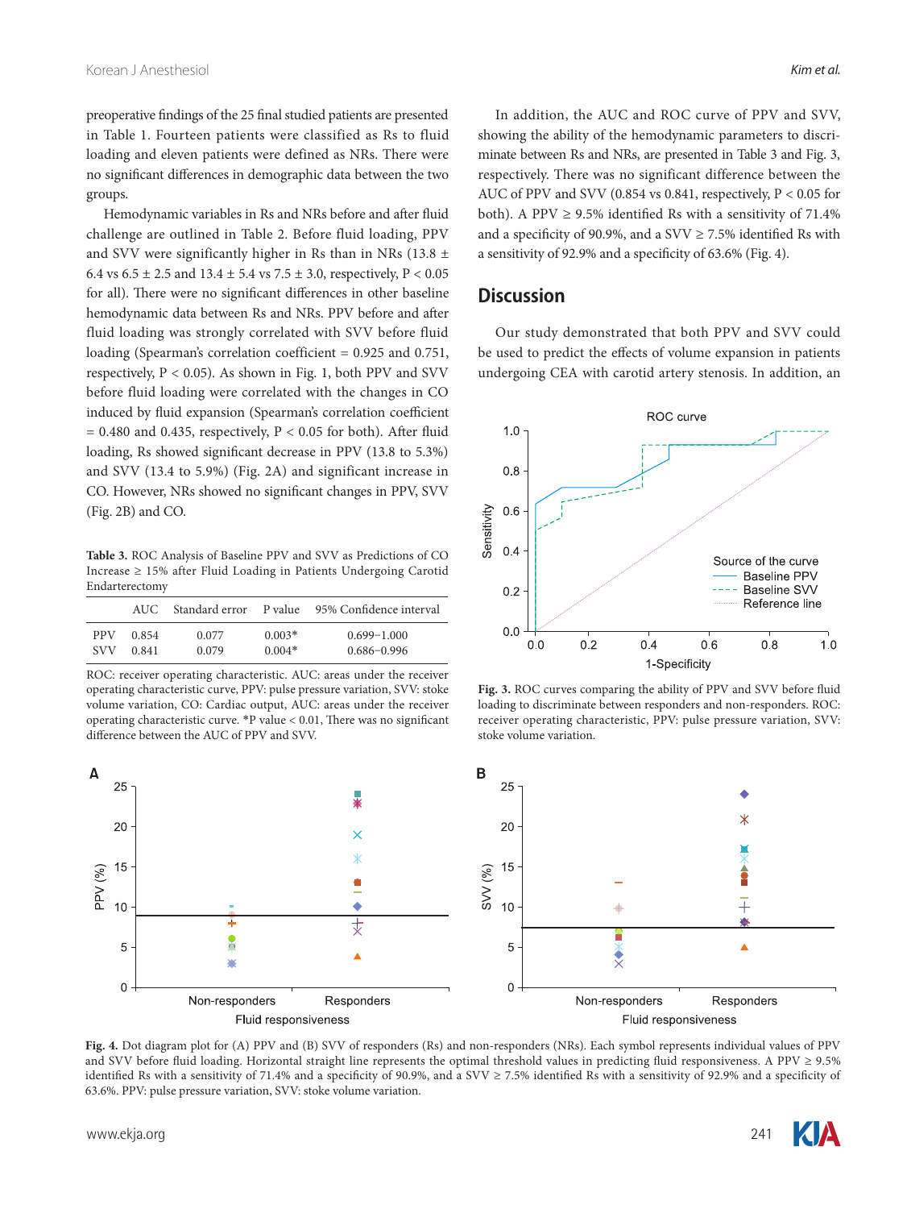preoperative findings of the 25 final studied patients are presented in Table 1. Fourteen patients were classified as Rs to fluid loading and eleven patients were defined as NRs. There were no significant differences in demographic data between the two groups.

Hemodynamic variables in Rs and NRs before and after fluid challenge are outlined in Table 2. Before fluid loading, PPV and SVV were significantly higher in Rs than in NRs (13.8 ± 6.4 vs 6.5 ± 2.5 and 13.4 ± 5.4 vs 7.5 ± 3.0, respectively, P < 0.05 for all). There were no significant differences in other baseline hemodynamic data between Rs and NRs. PPV before and after fluid loading was strongly correlated with SVV before fluid loading (Spearman's correlation coefficient = 0.925 and 0.751, respectively, P < 0.05). As shown in Fig. 1, both PPV and SVV before fluid loading were correlated with the changes in CO induced by fluid expansion (Spearman's correlation coefficient = 0.480 and 0.435, respectively, P < 0.05 for both). After fluid loading, Rs showed significant decrease in PPV (13.8 to 5.3%) and SVV (13.4 to 5.9%) (Fig. 2A) and significant increase in CO. However, NRs showed no significant changes in PPV, SVV (Fig. 2B) and CO.

**Table 3.** ROC Analysis of Baseline PPV and SVV as Predictions of CO Increase ≥ 15% after Fluid Loading in Patients Undergoing Carotid Endarterectomy

| | AUC | Standard error | P value | 95% Confidence interval |
|---|---|---|---|---|
| PPV | 0.854 | 0.077 | 0.003* | 0.699–1.000 |
| SVV | 0.841 | 0.079 | 0.004* | 0.686–0.996 |

ROC: receiver operating characteristic. AUC: areas under the receiver operating characteristic curve, PPV: pulse pressure variation, SVV: stoke volume variation, CO: Cardiac output, AUC: areas under the receiver operating characteristic curve. *P value < 0.01, There was no significant difference between the AUC of PPV and SVV.

In addition, the AUC and ROC curve of PPV and SVV, showing the ability of the hemodynamic parameters to discriminate between Rs and NRs, are presented in Table 3 and Fig. 3, respectively. There was no significant difference between the AUC of PPV and SVV (0.854 vs 0.841, respectively, P < 0.05 for both). A PPV ≥ 9.5% identified Rs with a sensitivity of 71.4% and a specificity of 90.9%, and a SVV ≥ 7.5% identified Rs with a sensitivity of 92.9% and a specificity of 63.6% (Fig. 4).

## Discussion

Our study demonstrated that both PPV and SVV could be used to predict the effects of volume expansion in patients undergoing CEA with carotid artery stenosis. In addition, an

**Fig. 3.** ROC curves comparing the ability of PPV and SVV before fluid loading to discriminate between responders and non-responders. ROC: receiver operating characteristic, PPV: pulse pressure variation, SVV: stoke volume variation.

**Fig. 4.** Dot diagram plot for (A) PPV and (B) SVV of responders (Rs) and non-responders (NRs). Each symbol represents individual values of PPV and SVV before fluid loading. Horizontal straight line represents the optimal threshold values in predicting fluid responsiveness. A PPV ≥ 9.5% identified Rs with a sensitivity of 71.4% and a specificity of 90.9%, and a SVV ≥ 7.5% identified Rs with a sensitivity of 92.9% and a specificity of 63.6%. PPV: pulse pressure variation, SVV: stoke volume variation.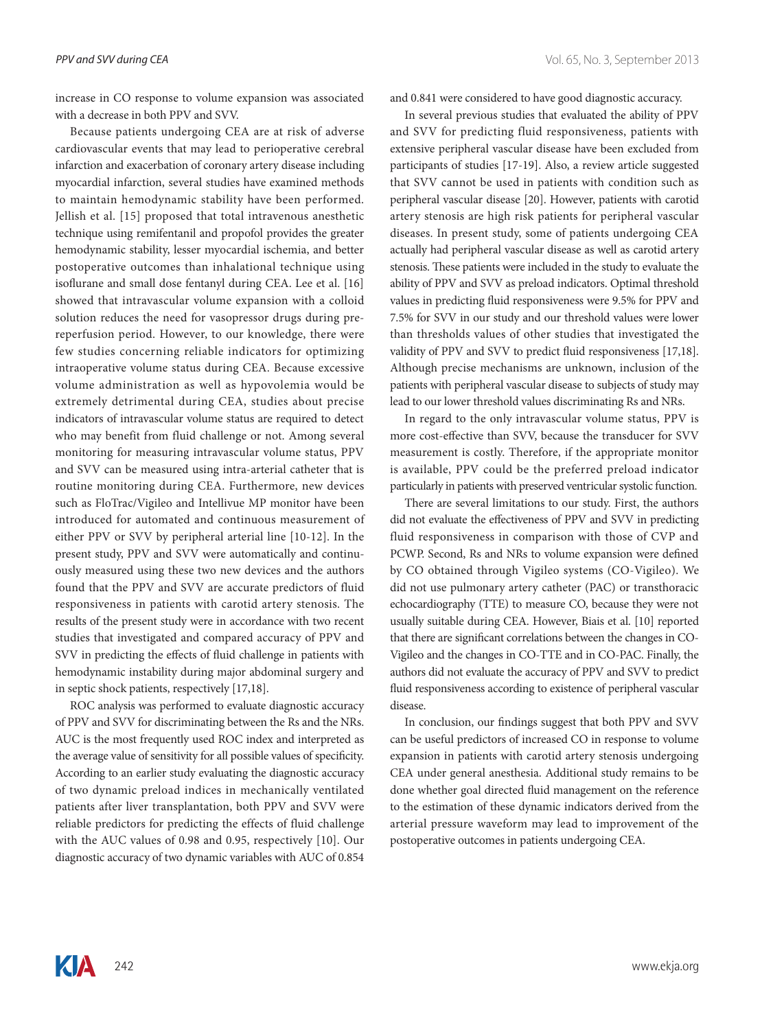increase in CO response to volume expansion was associated with a decrease in both PPV and SVV.

Because patients undergoing CEA are at risk of adverse cardiovascular events that may lead to perioperative cerebral infarction and exacerbation of coronary artery disease including myocardial infarction, several studies have examined methods to maintain hemodynamic stability have been performed. Jellish et al. [15] proposed that total intravenous anesthetic technique using remifentanil and propofol provides the greater hemodynamic stability, lesser myocardial ischemia, and better postoperative outcomes than inhalational technique using isoflurane and small dose fentanyl during CEA. Lee et al. [16] showed that intravascular volume expansion with a colloid solution reduces the need for vasopressor drugs during pre-reperfusion period. However, to our knowledge, there were few studies concerning reliable indicators for optimizing intraoperative volume status during CEA. Because excessive volume administration as well as hypovolemia would be extremely detrimental during CEA, studies about precise indicators of intravascular volume status are required to detect who may benefit from fluid challenge or not. Among several monitoring for measuring intravascular volume status, PPV and SVV can be measured using intra-arterial catheter that is routine monitoring during CEA. Furthermore, new devices such as FloTrac/Vigileo and Intellivue MP monitor have been introduced for automated and continuous measurement of either PPV or SVV by peripheral arterial line [10-12]. In the present study, PPV and SVV were automatically and continuously measured using these two new devices and the authors found that the PPV and SVV are accurate predictors of fluid responsiveness in patients with carotid artery stenosis. The results of the present study were in accordance with two recent studies that investigated and compared accuracy of PPV and SVV in predicting the effects of fluid challenge in patients with hemodynamic instability during major abdominal surgery and in septic shock patients, respectively [17,18].

ROC analysis was performed to evaluate diagnostic accuracy of PPV and SVV for discriminating between the Rs and the NRs. AUC is the most frequently used ROC index and interpreted as the average value of sensitivity for all possible values of specificity. According to an earlier study evaluating the diagnostic accuracy of two dynamic preload indices in mechanically ventilated patients after liver transplantation, both PPV and SVV were reliable predictors for predicting the effects of fluid challenge with the AUC values of 0.98 and 0.95, respectively [10]. Our diagnostic accuracy of two dynamic variables with AUC of 0.854 and 0.841 were considered to have good diagnostic accuracy.

In several previous studies that evaluated the ability of PPV and SVV for predicting fluid responsiveness, patients with extensive peripheral vascular disease have been excluded from participants of studies [17-19]. Also, a review article suggested that SVV cannot be used in patients with condition such as peripheral vascular disease [20]. However, patients with carotid artery stenosis are high risk patients for peripheral vascular diseases. In present study, some of patients undergoing CEA actually had peripheral vascular disease as well as carotid artery stenosis. These patients were included in the study to evaluate the ability of PPV and SVV as preload indicators. Optimal threshold values in predicting fluid responsiveness were 9.5% for PPV and 7.5% for SVV in our study and our threshold values were lower than thresholds values of other studies that investigated the validity of PPV and SVV to predict fluid responsiveness [17,18]. Although precise mechanisms are unknown, inclusion of the patients with peripheral vascular disease to subjects of study may lead to our lower threshold values discriminating Rs and NRs.

In regard to the only intravascular volume status, PPV is more cost-effective than SVV, because the transducer for SVV measurement is costly. Therefore, if the appropriate monitor is available, PPV could be the preferred preload indicator particularly in patients with preserved ventricular systolic function.

There are several limitations to our study. First, the authors did not evaluate the effectiveness of PPV and SVV in predicting fluid responsiveness in comparison with those of CVP and PCWP. Second, Rs and NRs to volume expansion were defined by CO obtained through Vigileo systems (CO-Vigileo). We did not use pulmonary artery catheter (PAC) or transthoracic echocardiography (TTE) to measure CO, because they were not usually suitable during CEA. However, Biais et al. [10] reported that there are significant correlations between the changes in CO-Vigileo and the changes in CO-TTE and in CO-PAC. Finally, the authors did not evaluate the accuracy of PPV and SVV to predict fluid responsiveness according to existence of peripheral vascular disease.

In conclusion, our findings suggest that both PPV and SVV can be useful predictors of increased CO in response to volume expansion in patients with carotid artery stenosis undergoing CEA under general anesthesia. Additional study remains to be done whether goal directed fluid management on the reference to the estimation of these dynamic indicators derived from the arterial pressure waveform may lead to improvement of the postoperative outcomes in patients undergoing CEA.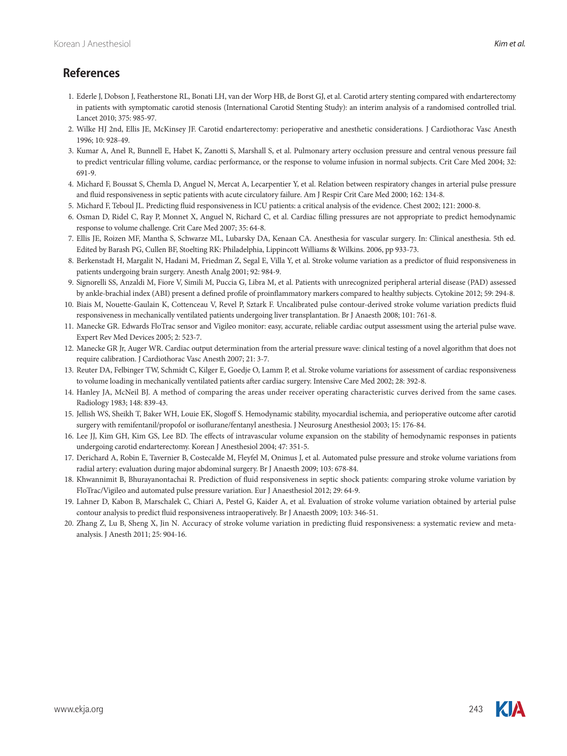## References

1. Ederle J, Dobson J, Featherstone RL, Bonati LH, van der Worp HB, de Borst GJ, et al. Carotid artery stenting compared with endarterectomy in patients with symptomatic carotid stenosis (International Carotid Stenting Study): an interim analysis of a randomised controlled trial. Lancet 2010; 375: 985-97.
2. Wilke HJ 2nd, Ellis JE, McKinsey JF. Carotid endarterectomy: perioperative and anesthetic considerations. J Cardiothorac Vasc Anesth 1996; 10: 928-49.
3. Kumar A, Anel R, Bunnell E, Habet K, Zanotti S, Marshall S, et al. Pulmonary artery occlusion pressure and central venous pressure fail to predict ventricular filling volume, cardiac performance, or the response to volume infusion in normal subjects. Crit Care Med 2004; 32: 691-9.
4. Michard F, Boussat S, Chemla D, Anguel N, Mercat A, Lecarpentier Y, et al. Relation between respiratory changes in arterial pulse pressure and fluid responsiveness in septic patients with acute circulatory failure. Am J Respir Crit Care Med 2000; 162: 134-8.
5. Michard F, Teboul JL. Predicting fluid responsiveness in ICU patients: a critical analysis of the evidence. Chest 2002; 121: 2000-8.
6. Osman D, Ridel C, Ray P, Monnet X, Anguel N, Richard C, et al. Cardiac filling pressures are not appropriate to predict hemodynamic response to volume challenge. Crit Care Med 2007; 35: 64-8.
7. Ellis JE, Roizen MF, Mantha S, Schwarze ML, Lubarsky DA, Kenaan CA. Anesthesia for vascular surgery. In: Clinical anesthesia. 5th ed. Edited by Barash PG, Cullen BF, Stoelting RK: Philadelphia, Lippincott Williams & Wilkins. 2006, pp 933-73.
8. Berkenstadt H, Margalit N, Hadani M, Friedman Z, Segal E, Villa Y, et al. Stroke volume variation as a predictor of fluid responsiveness in patients undergoing brain surgery. Anesth Analg 2001; 92: 984-9.
9. Signorelli SS, Anzaldi M, Fiore V, Simili M, Puccia G, Libra M, et al. Patients with unrecognized peripheral arterial disease (PAD) assessed by ankle-brachial index (ABI) present a defined profile of proinflammatory markers compared to healthy subjects. Cytokine 2012; 59: 294-8.
10. Biais M, Nouette-Gaulain K, Cottenceau V, Revel P, Sztark F. Uncalibrated pulse contour-derived stroke volume variation predicts fluid responsiveness in mechanically ventilated patients undergoing liver transplantation. Br J Anaesth 2008; 101: 761-8.
11. Manecke GR. Edwards FloTrac sensor and Vigileo monitor: easy, accurate, reliable cardiac output assessment using the arterial pulse wave. Expert Rev Med Devices 2005; 2: 523-7.
12. Manecke GR Jr, Auger WR. Cardiac output determination from the arterial pressure wave: clinical testing of a novel algorithm that does not require calibration. J Cardiothorac Vasc Anesth 2007; 21: 3-7.
13. Reuter DA, Felbinger TW, Schmidt C, Kilger E, Goedje O, Lamm P, et al. Stroke volume variations for assessment of cardiac responsiveness to volume loading in mechanically ventilated patients after cardiac surgery. Intensive Care Med 2002; 28: 392-8.
14. Hanley JA, McNeil BJ. A method of comparing the areas under receiver operating characteristic curves derived from the same cases. Radiology 1983; 148: 839-43.
15. Jellish WS, Sheikh T, Baker WH, Louie EK, Slogoff S. Hemodynamic stability, myocardial ischemia, and perioperative outcome after carotid surgery with remifentanil/propofol or isoflurane/fentanyl anesthesia. J Neurosurg Anesthesiol 2003; 15: 176-84.
16. Lee JJ, Kim GH, Kim GS, Lee BD. The effects of intravascular volume expansion on the stability of hemodynamic responses in patients undergoing carotid endarterectomy. Korean J Anesthesiol 2004; 47: 351-5.
17. Derichard A, Robin E, Tavernier B, Costecalde M, Fleyfel M, Onimus J, et al. Automated pulse pressure and stroke volume variations from radial artery: evaluation during major abdominal surgery. Br J Anaesth 2009; 103: 678-84.
18. Khwannimit B, Bhurayanontachai R. Prediction of fluid responsiveness in septic shock patients: comparing stroke volume variation by FloTrac/Vigileo and automated pulse pressure variation. Eur J Anaesthesiol 2012; 29: 64-9.
19. Lahner D, Kabon B, Marschalek C, Chiari A, Pestel G, Kaider A, et al. Evaluation of stroke volume variation obtained by arterial pulse contour analysis to predict fluid responsiveness intraoperatively. Br J Anaesth 2009; 103: 346-51.
20. Zhang Z, Lu B, Sheng X, Jin N. Accuracy of stroke volume variation in predicting fluid responsiveness: a systematic review and meta-analysis. J Anesth 2011; 25: 904-16.